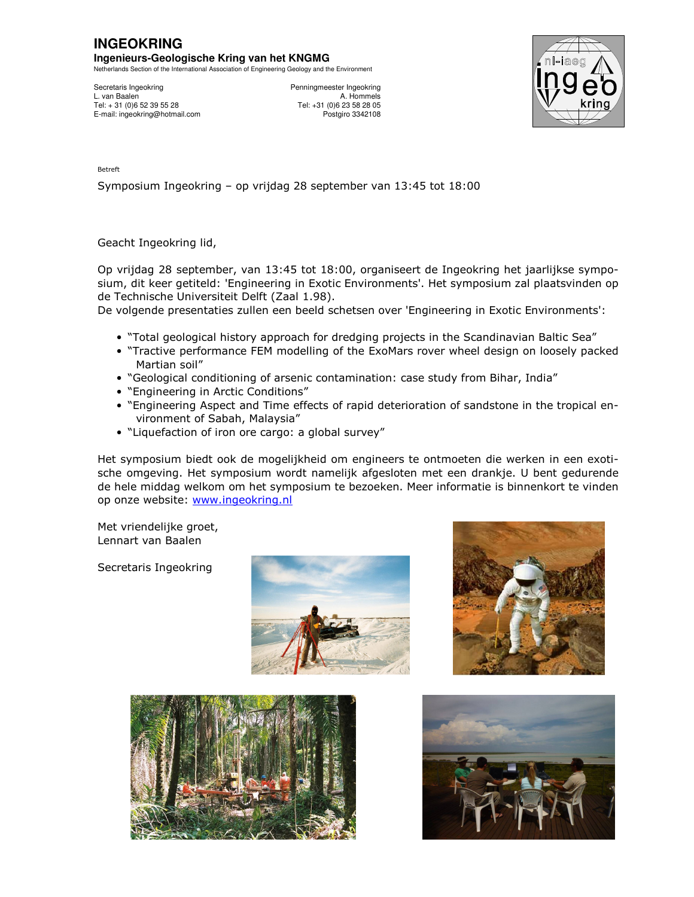# INGEOKRING

**Ingenieurs-Geologische Kring van het KNGMG**

Netherlands Section of the International Association of Engineering Geology and the Environment

Secretaris Ingeokring
L. van Baalen
Tel: + 31 (0)6 52 39 55 28
E-mail: ingeokring@hotmail.com

Penningmeester Ingeokring
A. Hommels
Tel: +31 (0)6 23 58 28 05
Postgiro 3342108

Betreft

Symposium Ingeokring – op vrijdag 28 september van 13:45 tot 18:00

Geacht Ingeokring lid,

Op vrijdag 28 september, van 13:45 tot 18:00, organiseert de Ingeokring het jaarlijkse symposium, dit keer getiteld: 'Engineering in Exotic Environments'. Het symposium zal plaatsvinden op de Technische Universiteit Delft (Zaal 1.98).
De volgende presentaties zullen een beeld schetsen over 'Engineering in Exotic Environments':

- "Total geological history approach for dredging projects in the Scandinavian Baltic Sea"
- "Tractive performance FEM modelling of the ExoMars rover wheel design on loosely packed Martian soil"
- "Geological conditioning of arsenic contamination: case study from Bihar, India"
- "Engineering in Arctic Conditions"
- "Engineering Aspect and Time effects of rapid deterioration of sandstone in the tropical environment of Sabah, Malaysia"
- "Liquefaction of iron ore cargo: a global survey"

Het symposium biedt ook de mogelijkheid om engineers te ontmoeten die werken in een exotische omgeving. Het symposium wordt namelijk afgesloten met een drankje. U bent gedurende de hele middag welkom om het symposium te bezoeken. Meer informatie is binnenkort te vinden op onze website: www.ingeokring.nl

Met vriendelijke groet,
Lennart van Baalen

Secretaris Ingeokring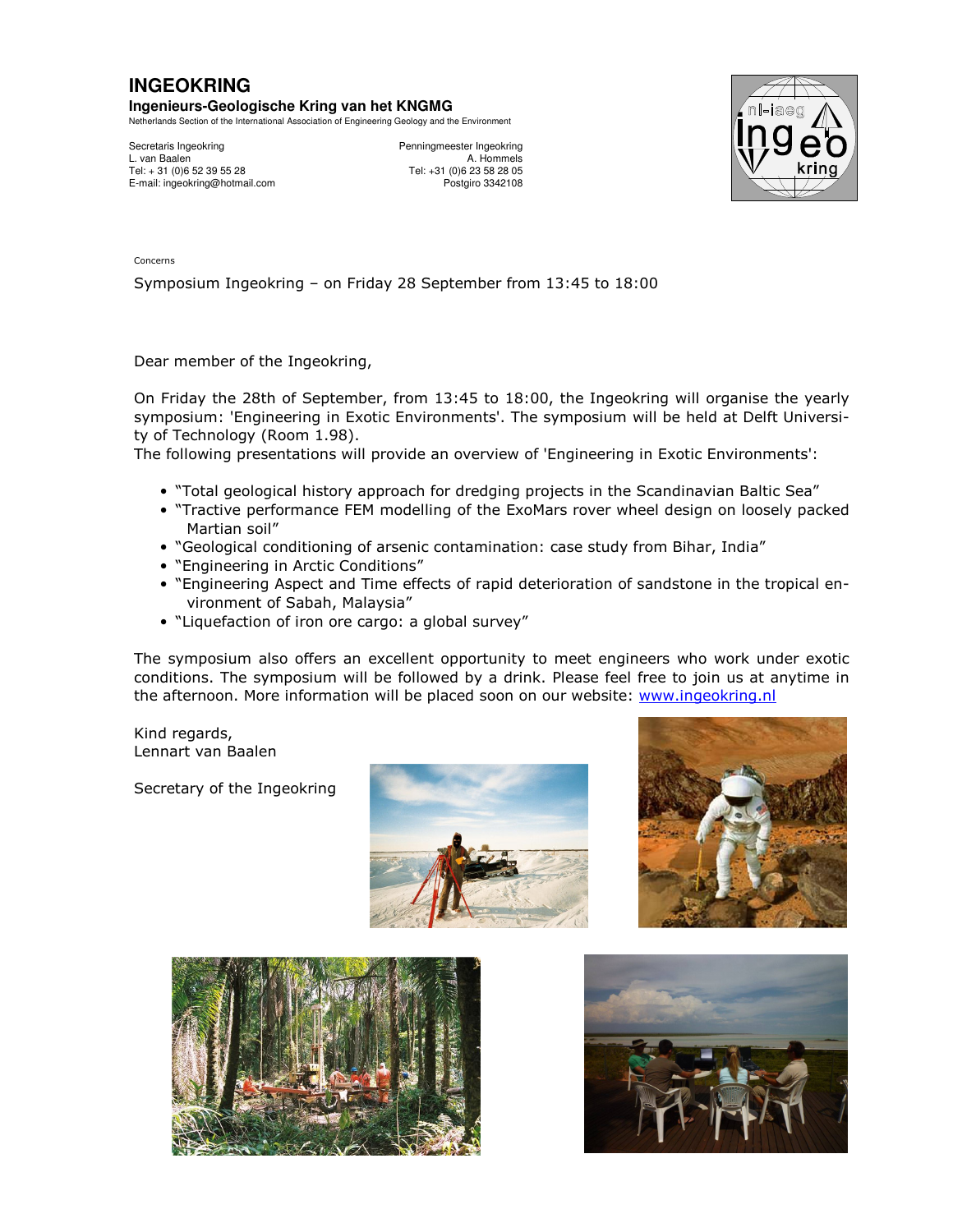# INGEOKRING

**Ingenieurs-Geologische Kring van het KNGMG**

Netherlands Section of the International Association of Engineering Geology and the Environment

Secretaris Ingeokring
L. van Baalen
Tel: + 31 (0)6 52 39 55 28
E-mail: ingeokring@hotmail.com

Penningmeester Ingeokring
A. Hommels
Tel: +31 (0)6 23 58 28 05
Postgiro 3342108

Concerns

Symposium Ingeokring – on Friday 28 September from 13:45 to 18:00

Dear member of the Ingeokring,

On Friday the 28th of September, from 13:45 to 18:00, the Ingeokring will organise the yearly symposium: 'Engineering in Exotic Environments'. The symposium will be held at Delft University of Technology (Room 1.98).
The following presentations will provide an overview of 'Engineering in Exotic Environments':

- "Total geological history approach for dredging projects in the Scandinavian Baltic Sea"
- "Tractive performance FEM modelling of the ExoMars rover wheel design on loosely packed Martian soil"
- "Geological conditioning of arsenic contamination: case study from Bihar, India"
- "Engineering in Arctic Conditions"
- "Engineering Aspect and Time effects of rapid deterioration of sandstone in the tropical environment of Sabah, Malaysia"
- "Liquefaction of iron ore cargo: a global survey"

The symposium also offers an excellent opportunity to meet engineers who work under exotic conditions. The symposium will be followed by a drink. Please feel free to join us at anytime in the afternoon. More information will be placed soon on our website: www.ingeokring.nl

Kind regards,
Lennart van Baalen

Secretary of the Ingeokring